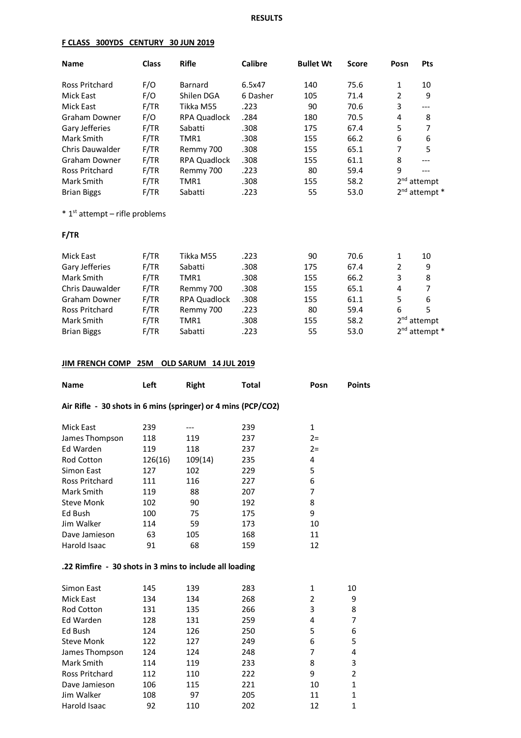# RESULTS

## F CLASS 300YDS CENTURY 30 JUN 2019

| Name | Class | Rifle | Calibre | Bullet Wt | Score | Posn | Pts |
|---|---|---|---|---|---|---|---|
| Ross Pritchard | F/O | Barnard | 6.5x47 | 140 | 75.6 | 1 | 10 |
| Mick East | F/O | Shilen DGA | 6 Dasher | 105 | 71.4 | 2 | 9 |
| Mick East | F/TR | Tikka M55 | .223 | 90 | 70.6 | 3 | --- |
| Graham Downer | F/O | RPA Quadlock | .284 | 180 | 70.5 | 4 | 8 |
| Gary Jefferies | F/TR | Sabatti | .308 | 175 | 67.4 | 5 | 7 |
| Mark Smith | F/TR | TMR1 | .308 | 155 | 66.2 | 6 | 6 |
| Chris Dauwalder | F/TR | Remmy 700 | .308 | 155 | 65.1 | 7 | 5 |
| Graham Downer | F/TR | RPA Quadlock | .308 | 155 | 61.1 | 8 | --- |
| Ross Pritchard | F/TR | Remmy 700 | .223 | 80 | 59.4 | 9 | --- |
| Mark Smith | F/TR | TMR1 | .308 | 155 | 58.2 | 2nd attempt | |
| Brian Biggs | F/TR | Sabatti | .223 | 55 | 53.0 | 2nd attempt * | |

* 1st attempt – rifle problems

### F/TR

| Name | Class | Rifle | Calibre | Bullet Wt | Score | Posn | Pts |
|---|---|---|---|---|---|---|---|
| Mick East | F/TR | Tikka M55 | .223 | 90 | 70.6 | 1 | 10 |
| Gary Jefferies | F/TR | Sabatti | .308 | 175 | 67.4 | 2 | 9 |
| Mark Smith | F/TR | TMR1 | .308 | 155 | 66.2 | 3 | 8 |
| Chris Dauwalder | F/TR | Remmy 700 | .308 | 155 | 65.1 | 4 | 7 |
| Graham Downer | F/TR | RPA Quadlock | .308 | 155 | 61.1 | 5 | 6 |
| Ross Pritchard | F/TR | Remmy 700 | .223 | 80 | 59.4 | 6 | 5 |
| Mark Smith | F/TR | TMR1 | .308 | 155 | 58.2 | 2nd attempt | |
| Brian Biggs | F/TR | Sabatti | .223 | 55 | 53.0 | 2nd attempt * | |

## JIM FRENCH COMP 25M OLD SARUM 14 JUL 2019

**Air Rifle - 30 shots in 6 mins (springer) or 4 mins (PCP/CO2)**

| Name | Left | Right | Total | Posn | Points |
|---|---|---|---|---|---|
| Mick East | 239 | --- | 239 | 1 | |
| James Thompson | 118 | 119 | 237 | 2= | |
| Ed Warden | 119 | 118 | 237 | 2= | |
| Rod Cotton | 126(16) | 109(14) | 235 | 4 | |
| Simon East | 127 | 102 | 229 | 5 | |
| Ross Pritchard | 111 | 116 | 227 | 6 | |
| Mark Smith | 119 | 88 | 207 | 7 | |
| Steve Monk | 102 | 90 | 192 | 8 | |
| Ed Bush | 100 | 75 | 175 | 9 | |
| Jim Walker | 114 | 59 | 173 | 10 | |
| Dave Jamieson | 63 | 105 | 168 | 11 | |
| Harold Isaac | 91 | 68 | 159 | 12 | |

**.22 Rimfire - 30 shots in 3 mins to include all loading**

| Name | Left | Right | Total | Posn | Points |
|---|---|---|---|---|---|
| Simon East | 145 | 139 | 283 | 1 | 10 |
| Mick East | 134 | 134 | 268 | 2 | 9 |
| Rod Cotton | 131 | 135 | 266 | 3 | 8 |
| Ed Warden | 128 | 131 | 259 | 4 | 7 |
| Ed Bush | 124 | 126 | 250 | 5 | 6 |
| Steve Monk | 122 | 127 | 249 | 6 | 5 |
| James Thompson | 124 | 124 | 248 | 7 | 4 |
| Mark Smith | 114 | 119 | 233 | 8 | 3 |
| Ross Pritchard | 112 | 110 | 222 | 9 | 2 |
| Dave Jamieson | 106 | 115 | 221 | 10 | 1 |
| Jim Walker | 108 | 97 | 205 | 11 | 1 |
| Harold Isaac | 92 | 110 | 202 | 12 | 1 |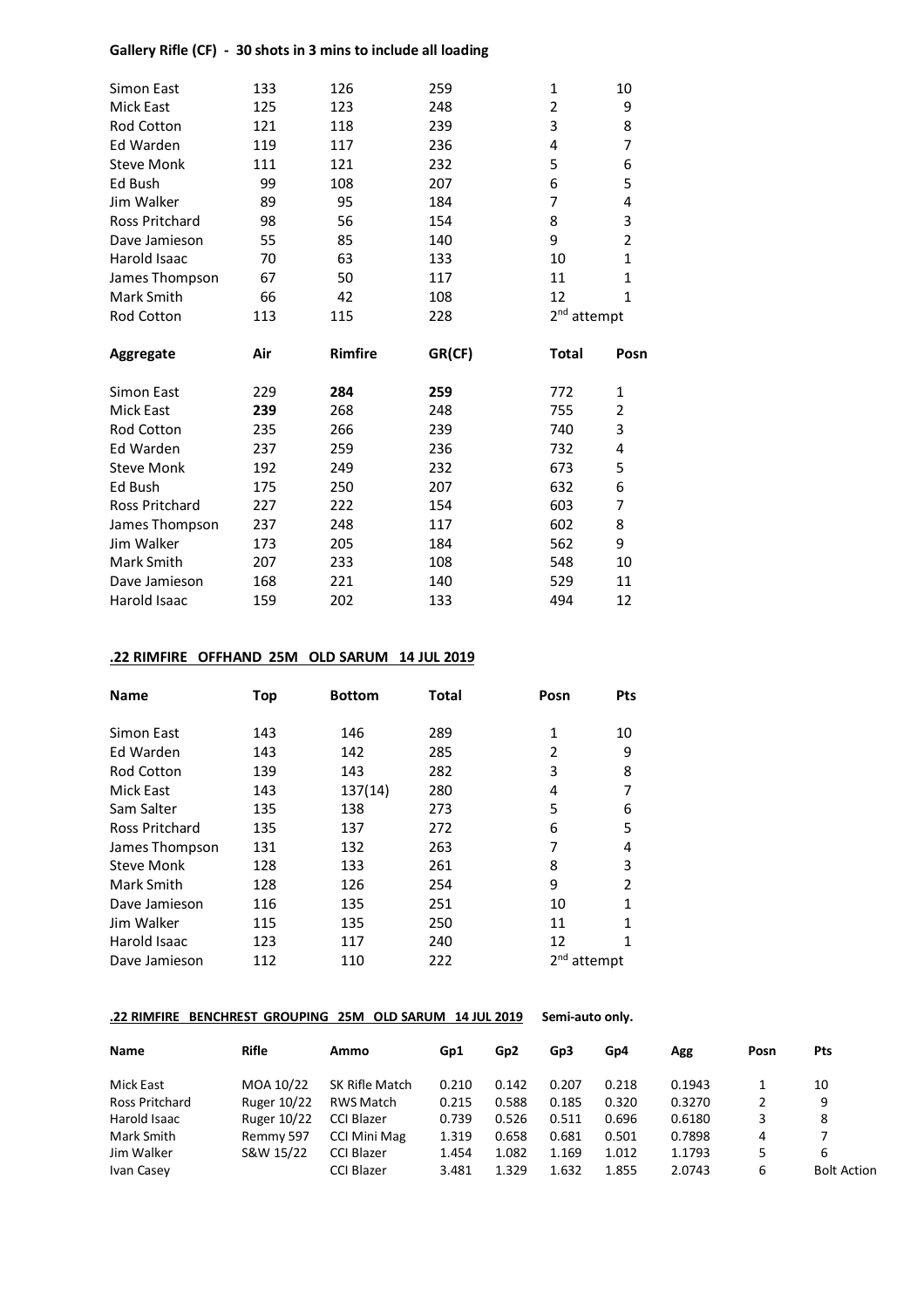**Gallery Rifle (CF) - 30 shots in 3 mins to include all loading**

| | | | | | |
|---|---|---|---|---|---|
| Simon East | 133 | 126 | 259 | 1 | 10 |
| Mick East | 125 | 123 | 248 | 2 | 9 |
| Rod Cotton | 121 | 118 | 239 | 3 | 8 |
| Ed Warden | 119 | 117 | 236 | 4 | 7 |
| Steve Monk | 111 | 121 | 232 | 5 | 6 |
| Ed Bush | 99 | 108 | 207 | 6 | 5 |
| Jim Walker | 89 | 95 | 184 | 7 | 4 |
| Ross Pritchard | 98 | 56 | 154 | 8 | 3 |
| Dave Jamieson | 55 | 85 | 140 | 9 | 2 |
| Harold Isaac | 70 | 63 | 133 | 10 | 1 |
| James Thompson | 67 | 50 | 117 | 11 | 1 |
| Mark Smith | 66 | 42 | 108 | 12 | 1 |
| Rod Cotton | 113 | 115 | 228 | 2nd attempt | |

| **Aggregate** | **Air** | **Rimfire** | **GR(CF)** | **Total** | **Posn** |
|---|---|---|---|---|---|
| Simon East | 229 | **284** | **259** | 772 | 1 |
| Mick East | **239** | 268 | 248 | 755 | 2 |
| Rod Cotton | 235 | 266 | 239 | 740 | 3 |
| Ed Warden | 237 | 259 | 236 | 732 | 4 |
| Steve Monk | 192 | 249 | 232 | 673 | 5 |
| Ed Bush | 175 | 250 | 207 | 632 | 6 |
| Ross Pritchard | 227 | 222 | 154 | 603 | 7 |
| James Thompson | 237 | 248 | 117 | 602 | 8 |
| Jim Walker | 173 | 205 | 184 | 562 | 9 |
| Mark Smith | 207 | 233 | 108 | 548 | 10 |
| Dave Jamieson | 168 | 221 | 140 | 529 | 11 |
| Harold Isaac | 159 | 202 | 133 | 494 | 12 |

**.22 RIMFIRE OFFHAND 25M OLD SARUM 14 JUL 2019**

| **Name** | **Top** | **Bottom** | **Total** | **Posn** | **Pts** |
|---|---|---|---|---|---|
| Simon East | 143 | 146 | 289 | 1 | 10 |
| Ed Warden | 143 | 142 | 285 | 2 | 9 |
| Rod Cotton | 139 | 143 | 282 | 3 | 8 |
| Mick East | 143 | 137(14) | 280 | 4 | 7 |
| Sam Salter | 135 | 138 | 273 | 5 | 6 |
| Ross Pritchard | 135 | 137 | 272 | 6 | 5 |
| James Thompson | 131 | 132 | 263 | 7 | 4 |
| Steve Monk | 128 | 133 | 261 | 8 | 3 |
| Mark Smith | 128 | 126 | 254 | 9 | 2 |
| Dave Jamieson | 116 | 135 | 251 | 10 | 1 |
| Jim Walker | 115 | 135 | 250 | 11 | 1 |
| Harold Isaac | 123 | 117 | 240 | 12 | 1 |
| Dave Jamieson | 112 | 110 | 222 | 2nd attempt | |

**.22 RIMFIRE BENCHREST GROUPING 25M OLD SARUM 14 JUL 2019** **Semi-auto only.**

| **Name** | **Rifle** | **Ammo** | **Gp1** | **Gp2** | **Gp3** | **Gp4** | **Agg** | **Posn** | **Pts** |
|---|---|---|---|---|---|---|---|---|---|
| Mick East | MOA 10/22 | SK Rifle Match | 0.210 | 0.142 | 0.207 | 0.218 | 0.1943 | 1 | 10 |
| Ross Pritchard | Ruger 10/22 | RWS Match | 0.215 | 0.588 | 0.185 | 0.320 | 0.3270 | 2 | 9 |
| Harold Isaac | Ruger 10/22 | CCI Blazer | 0.739 | 0.526 | 0.511 | 0.696 | 0.6180 | 3 | 8 |
| Mark Smith | Remmy 597 | CCI Mini Mag | 1.319 | 0.658 | 0.681 | 0.501 | 0.7898 | 4 | 7 |
| Jim Walker | S&W 15/22 | CCI Blazer | 1.454 | 1.082 | 1.169 | 1.012 | 1.1793 | 5 | 6 |
| Ivan Casey | | CCI Blazer | 3.481 | 1.329 | 1.632 | 1.855 | 2.0743 | 6 | Bolt Action |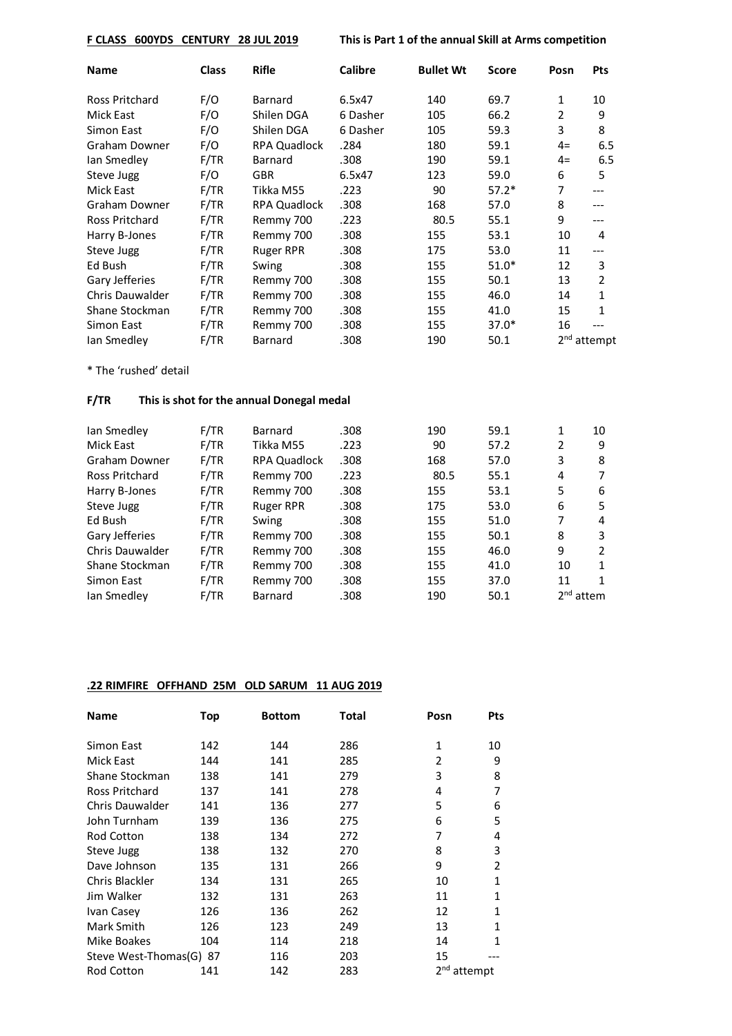**F CLASS 600YDS CENTURY 28 JUL 2019** **This is Part 1 of the annual Skill at Arms competition**

| Name | Class | Rifle | Calibre | Bullet Wt | Score | Posn | Pts |
|---|---|---|---|---|---|---|---|
| Ross Pritchard | F/O | Barnard | 6.5x47 | 140 | 69.7 | 1 | 10 |
| Mick East | F/O | Shilen DGA | 6 Dasher | 105 | 66.2 | 2 | 9 |
| Simon East | F/O | Shilen DGA | 6 Dasher | 105 | 59.3 | 3 | 8 |
| Graham Downer | F/O | RPA Quadlock | .284 | 180 | 59.1 | 4= | 6.5 |
| Ian Smedley | F/TR | Barnard | .308 | 190 | 59.1 | 4= | 6.5 |
| Steve Jugg | F/O | GBR | 6.5x47 | 123 | 59.0 | 6 | 5 |
| Mick East | F/TR | Tikka M55 | .223 | 90 | 57.2* | 7 | --- |
| Graham Downer | F/TR | RPA Quadlock | .308 | 168 | 57.0 | 8 | --- |
| Ross Pritchard | F/TR | Remmy 700 | .223 | 80.5 | 55.1 | 9 | --- |
| Harry B-Jones | F/TR | Remmy 700 | .308 | 155 | 53.1 | 10 | 4 |
| Steve Jugg | F/TR | Ruger RPR | .308 | 175 | 53.0 | 11 | --- |
| Ed Bush | F/TR | Swing | .308 | 155 | 51.0* | 12 | 3 |
| Gary Jefferies | F/TR | Remmy 700 | .308 | 155 | 50.1 | 13 | 2 |
| Chris Dauwalder | F/TR | Remmy 700 | .308 | 155 | 46.0 | 14 | 1 |
| Shane Stockman | F/TR | Remmy 700 | .308 | 155 | 41.0 | 15 | 1 |
| Simon East | F/TR | Remmy 700 | .308 | 155 | 37.0* | 16 | --- |
| Ian Smedley | F/TR | Barnard | .308 | 190 | 50.1 | 2nd attempt | |

* The 'rushed' detail

**F/TR** **This is shot for the annual Donegal medal**

| Name | Class | Rifle | Calibre | Bullet Wt | Score | Posn | Pts |
|---|---|---|---|---|---|---|---|
| Ian Smedley | F/TR | Barnard | .308 | 190 | 59.1 | 1 | 10 |
| Mick East | F/TR | Tikka M55 | .223 | 90 | 57.2 | 2 | 9 |
| Graham Downer | F/TR | RPA Quadlock | .308 | 168 | 57.0 | 3 | 8 |
| Ross Pritchard | F/TR | Remmy 700 | .223 | 80.5 | 55.1 | 4 | 7 |
| Harry B-Jones | F/TR | Remmy 700 | .308 | 155 | 53.1 | 5 | 6 |
| Steve Jugg | F/TR | Ruger RPR | .308 | 175 | 53.0 | 6 | 5 |
| Ed Bush | F/TR | Swing | .308 | 155 | 51.0 | 7 | 4 |
| Gary Jefferies | F/TR | Remmy 700 | .308 | 155 | 50.1 | 8 | 3 |
| Chris Dauwalder | F/TR | Remmy 700 | .308 | 155 | 46.0 | 9 | 2 |
| Shane Stockman | F/TR | Remmy 700 | .308 | 155 | 41.0 | 10 | 1 |
| Simon East | F/TR | Remmy 700 | .308 | 155 | 37.0 | 11 | 1 |
| Ian Smedley | F/TR | Barnard | .308 | 190 | 50.1 | 2nd attem | |

**.22 RIMFIRE OFFHAND 25M OLD SARUM 11 AUG 2019**

| Name | Top | Bottom | Total | Posn | Pts |
|---|---|---|---|---|---|
| Simon East | 142 | 144 | 286 | 1 | 10 |
| Mick East | 144 | 141 | 285 | 2 | 9 |
| Shane Stockman | 138 | 141 | 279 | 3 | 8 |
| Ross Pritchard | 137 | 141 | 278 | 4 | 7 |
| Chris Dauwalder | 141 | 136 | 277 | 5 | 6 |
| John Turnham | 139 | 136 | 275 | 6 | 5 |
| Rod Cotton | 138 | 134 | 272 | 7 | 4 |
| Steve Jugg | 138 | 132 | 270 | 8 | 3 |
| Dave Johnson | 135 | 131 | 266 | 9 | 2 |
| Chris Blackler | 134 | 131 | 265 | 10 | 1 |
| Jim Walker | 132 | 131 | 263 | 11 | 1 |
| Ivan Casey | 126 | 136 | 262 | 12 | 1 |
| Mark Smith | 126 | 123 | 249 | 13 | 1 |
| Mike Boakes | 104 | 114 | 218 | 14 | 1 |
| Steve West-Thomas(G) | 87 | 116 | 203 | 15 | --- |
| Rod Cotton | 141 | 142 | 283 | 2nd attempt | |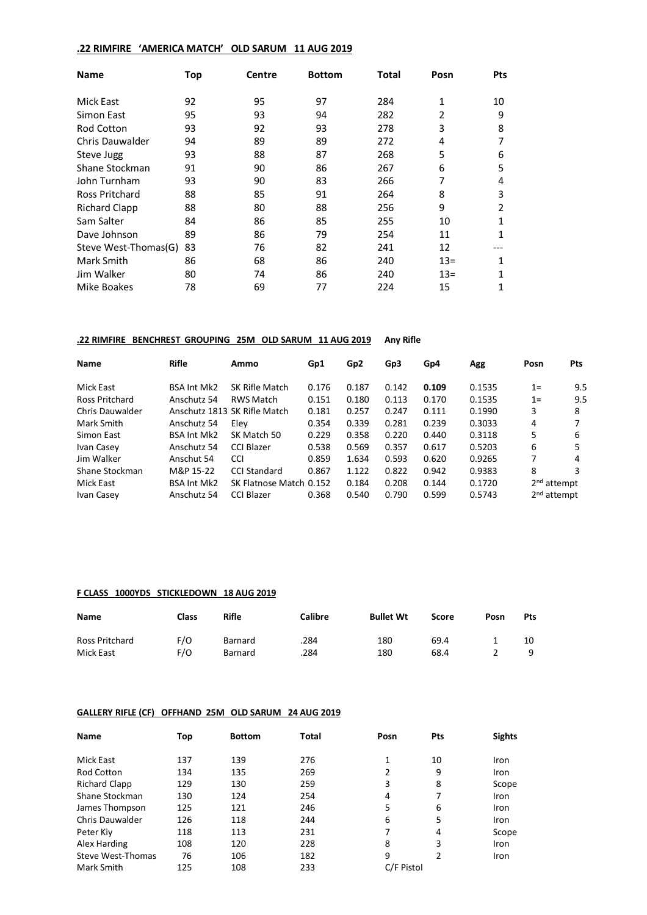**.22 RIMFIRE ‘AMERICA MATCH’ OLD SARUM 11 AUG 2019**

| Name | Top | Centre | Bottom | Total | Posn | Pts |
|---|---|---|---|---|---|---|
| Mick East | 92 | 95 | 97 | 284 | 1 | 10 |
| Simon East | 95 | 93 | 94 | 282 | 2 | 9 |
| Rod Cotton | 93 | 92 | 93 | 278 | 3 | 8 |
| Chris Dauwalder | 94 | 89 | 89 | 272 | 4 | 7 |
| Steve Jugg | 93 | 88 | 87 | 268 | 5 | 6 |
| Shane Stockman | 91 | 90 | 86 | 267 | 6 | 5 |
| John Turnham | 93 | 90 | 83 | 266 | 7 | 4 |
| Ross Pritchard | 88 | 85 | 91 | 264 | 8 | 3 |
| Richard Clapp | 88 | 80 | 88 | 256 | 9 | 2 |
| Sam Salter | 84 | 86 | 85 | 255 | 10 | 1 |
| Dave Johnson | 89 | 86 | 79 | 254 | 11 | 1 |
| Steve West-Thomas(G) | 83 | 76 | 82 | 241 | 12 | --- |
| Mark Smith | 86 | 68 | 86 | 240 | 13= | 1 |
| Jim Walker | 80 | 74 | 86 | 240 | 13= | 1 |
| Mike Boakes | 78 | 69 | 77 | 224 | 15 | 1 |

**.22 RIMFIRE BENCHREST GROUPING 25M OLD SARUM 11 AUG 2019** **Any Rifle**

| Name | Rifle | Ammo | Gp1 | Gp2 | Gp3 | Gp4 | Agg | Posn | Pts |
|---|---|---|---|---|---|---|---|---|---|
| Mick East | BSA Int Mk2 | SK Rifle Match | 0.176 | 0.187 | 0.142 | **0.109** | 0.1535 | 1= | 9.5 |
| Ross Pritchard | Anschutz 54 | RWS Match | 0.151 | 0.180 | 0.113 | 0.170 | 0.1535 | 1= | 9.5 |
| Chris Dauwalder | Anschutz 1813 | SK Rifle Match | 0.181 | 0.257 | 0.247 | 0.111 | 0.1990 | 3 | 8 |
| Mark Smith | Anschutz 54 | Eley | 0.354 | 0.339 | 0.281 | 0.239 | 0.3033 | 4 | 7 |
| Simon East | BSA Int Mk2 | SK Match 50 | 0.229 | 0.358 | 0.220 | 0.440 | 0.3118 | 5 | 6 |
| Ivan Casey | Anschutz 54 | CCI Blazer | 0.538 | 0.569 | 0.357 | 0.617 | 0.5203 | 6 | 5 |
| Jim Walker | Anschut 54 | CCI | 0.859 | 1.634 | 0.593 | 0.620 | 0.9265 | 7 | 4 |
| Shane Stockman | M&P 15-22 | CCI Standard | 0.867 | 1.122 | 0.822 | 0.942 | 0.9383 | 8 | 3 |
| Mick East | BSA Int Mk2 | SK Flatnose Match | 0.152 | 0.184 | 0.208 | 0.144 | 0.1720 | 2nd attempt | |
| Ivan Casey | Anschutz 54 | CCI Blazer | 0.368 | 0.540 | 0.790 | 0.599 | 0.5743 | 2nd attempt | |

**F CLASS 1000YDS STICKLEDOWN 18 AUG 2019**

| Name | Class | Rifle | Calibre | Bullet Wt | Score | Posn | Pts |
|---|---|---|---|---|---|---|---|
| Ross Pritchard | F/O | Barnard | .284 | 180 | 69.4 | 1 | 10 |
| Mick East | F/O | Barnard | .284 | 180 | 68.4 | 2 | 9 |

**GALLERY RIFLE (CF) OFFHAND 25M OLD SARUM 24 AUG 2019**

| Name | Top | Bottom | Total | Posn | Pts | Sights |
|---|---|---|---|---|---|---|
| Mick East | 137 | 139 | 276 | 1 | 10 | Iron |
| Rod Cotton | 134 | 135 | 269 | 2 | 9 | Iron |
| Richard Clapp | 129 | 130 | 259 | 3 | 8 | Scope |
| Shane Stockman | 130 | 124 | 254 | 4 | 7 | Iron |
| James Thompson | 125 | 121 | 246 | 5 | 6 | Iron |
| Chris Dauwalder | 126 | 118 | 244 | 6 | 5 | Iron |
| Peter Kiy | 118 | 113 | 231 | 7 | 4 | Scope |
| Alex Harding | 108 | 120 | 228 | 8 | 3 | Iron |
| Steve West-Thomas | 76 | 106 | 182 | 9 | 2 | Iron |
| Mark Smith | 125 | 108 | 233 | C/F Pistol | | |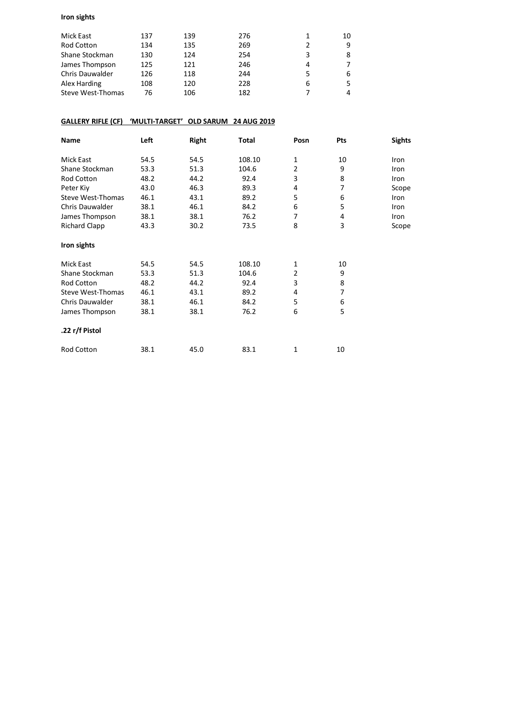**Iron sights**

| | | | | | |
|---|---|---|---|---|---|
| Mick East | 137 | 139 | 276 | 1 | 10 |
| Rod Cotton | 134 | 135 | 269 | 2 | 9 |
| Shane Stockman | 130 | 124 | 254 | 3 | 8 |
| James Thompson | 125 | 121 | 246 | 4 | 7 |
| Chris Dauwalder | 126 | 118 | 244 | 5 | 6 |
| Alex Harding | 108 | 120 | 228 | 6 | 5 |
| Steve West-Thomas | 76 | 106 | 182 | 7 | 4 |

**GALLERY RIFLE (CF) 'MULTI-TARGET' OLD SARUM 24 AUG 2019**

| Name | Left | Right | Total | Posn | Pts | Sights |
|---|---|---|---|---|---|---|
| Mick East | 54.5 | 54.5 | 108.10 | 1 | 10 | Iron |
| Shane Stockman | 53.3 | 51.3 | 104.6 | 2 | 9 | Iron |
| Rod Cotton | 48.2 | 44.2 | 92.4 | 3 | 8 | Iron |
| Peter Kiy | 43.0 | 46.3 | 89.3 | 4 | 7 | Scope |
| Steve West-Thomas | 46.1 | 43.1 | 89.2 | 5 | 6 | Iron |
| Chris Dauwalder | 38.1 | 46.1 | 84.2 | 6 | 5 | Iron |
| James Thompson | 38.1 | 38.1 | 76.2 | 7 | 4 | Iron |
| Richard Clapp | 43.3 | 30.2 | 73.5 | 8 | 3 | Scope |

**Iron sights**

| | | | | | |
|---|---|---|---|---|---|
| Mick East | 54.5 | 54.5 | 108.10 | 1 | 10 |
| Shane Stockman | 53.3 | 51.3 | 104.6 | 2 | 9 |
| Rod Cotton | 48.2 | 44.2 | 92.4 | 3 | 8 |
| Steve West-Thomas | 46.1 | 43.1 | 89.2 | 4 | 7 |
| Chris Dauwalder | 38.1 | 46.1 | 84.2 | 5 | 6 |
| James Thompson | 38.1 | 38.1 | 76.2 | 6 | 5 |

**.22 r/f Pistol**

| | | | | | |
|---|---|---|---|---|---|
| Rod Cotton | 38.1 | 45.0 | 83.1 | 1 | 10 |